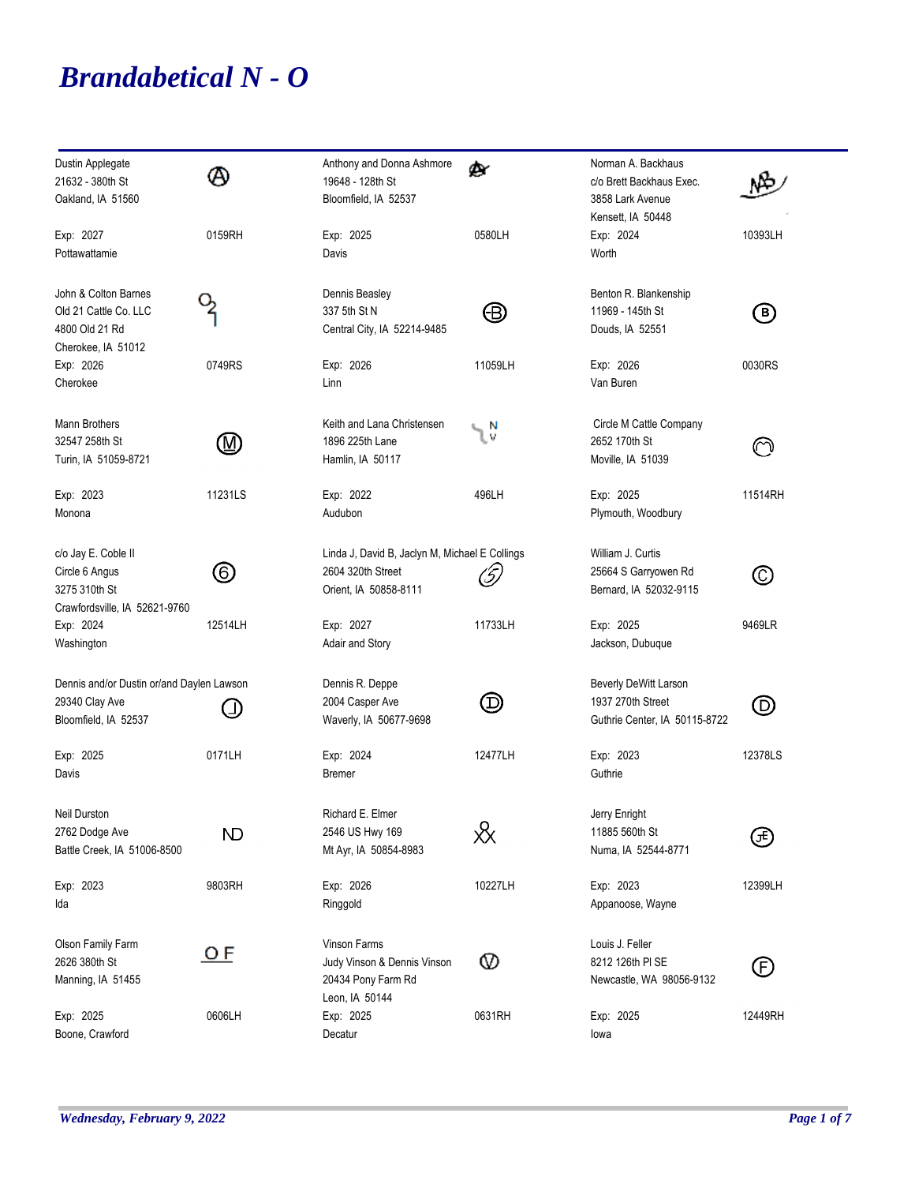# Brandabetical N - O

Dustin Applegate
21632 - 380th St
Oakland, IA 51560

Exp: 2027 — 0159RH
Pottawattamie

Anthony and Donna Ashmore
19648 - 128th St
Bloomfield, IA 52537

Exp: 2025 — 0580LH
Davis

Norman A. Backhaus
c/o Brett Backhaus Exec.
3858 Lark Avenue
Kensett, IA 50448

Exp: 2024 — 10393LH
Worth

John & Colton Barnes
Old 21 Cattle Co. LLC
4800 Old 21 Rd
Cherokee, IA 51012

Exp: 2026 — 0749RS
Cherokee

Dennis Beasley
337 5th St N
Central City, IA 52214-9485

Exp: 2026 — 11059LH
Linn

Benton R. Blankenship
11969 - 145th St
Douds, IA 52551

Exp: 2026 — 0030RS
Van Buren

Mann Brothers
32547 258th St
Turin, IA 51059-8721

Exp: 2023 — 11231LS
Monona

Keith and Lana Christensen
1896 225th Lane
Hamlin, IA 50117

Exp: 2022 — 496LH
Audubon

Circle M Cattle Company
2652 170th St
Moville, IA 51039

Exp: 2025 — 11514RH
Plymouth, Woodbury

c/o Jay E. Coble II
Circle 6 Angus
3275 310th St
Crawfordsville, IA 52621-9760

Exp: 2024 — 12514LH
Washington

Linda J, David B, Jaclyn M, Michael E Collings
2604 320th Street
Orient, IA 50858-8111

Exp: 2027 — 11733LH
Adair and Story

William J. Curtis
25664 S Garryowen Rd
Bernard, IA 52032-9115

Exp: 2025 — 9469LR
Jackson, Dubuque

Dennis and/or Dustin or/and Daylen Lawson
29340 Clay Ave
Bloomfield, IA 52537

Exp: 2025 — 0171LH
Davis

Dennis R. Deppe
2004 Casper Ave
Waverly, IA 50677-9698

Exp: 2024 — 12477LH
Bremer

Beverly DeWitt Larson
1937 270th Street
Guthrie Center, IA 50115-8722

Exp: 2023 — 12378LS
Guthrie

Neil Durston
2762 Dodge Ave
Battle Creek, IA 51006-8500

ND

Exp: 2023 — 9803RH
Ida

Richard E. Elmer
2546 US Hwy 169
Mt Ayr, IA 50854-8983

Exp: 2026 — 10227LH
Ringgold

Jerry Enright
11885 560th St
Numa, IA 52544-8771

Exp: 2023 — 12399LH
Appanoose, Wayne

Olson Family Farm
2626 380th St
Manning, IA 51455

OF

Exp: 2025 — 0606LH
Boone, Crawford

Vinson Farms
Judy Vinson & Dennis Vinson
20434 Pony Farm Rd
Leon, IA 50144

Exp: 2025 — 0631RH
Decatur

Louis J. Feller
8212 126th Pl SE
Newcastle, WA 98056-9132

Exp: 2025 — 12449RH
Iowa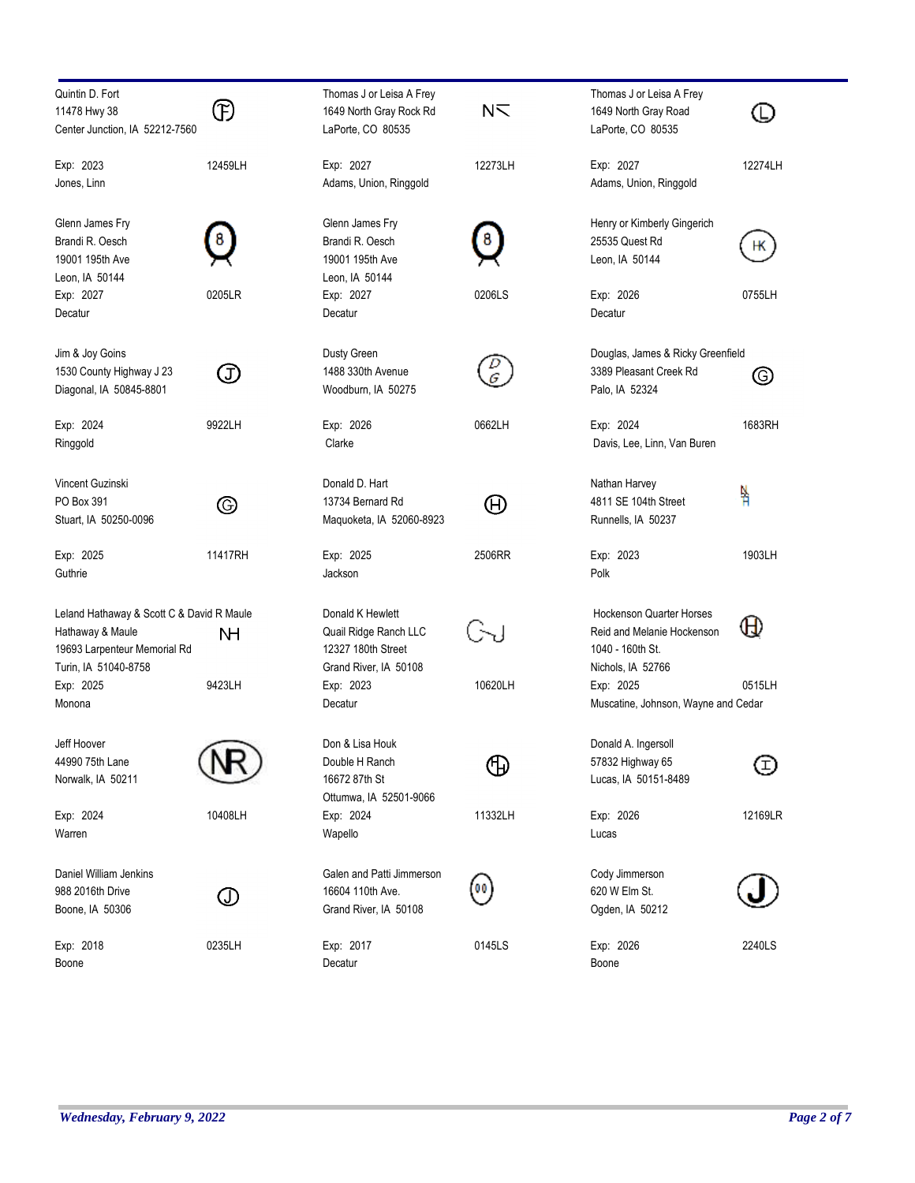Quintin D. Fort
11478 Hwy 38
Center Junction, IA 52212-7560

Exp: 2023 — 12459LH
Jones, Linn

Thomas J or Leisa A Frey
1649 North Gray Rock Rd
LaPorte, CO 80535

Exp: 2027 — 12273LH
Adams, Union, Ringgold

Thomas J or Leisa A Frey
1649 North Gray Road
LaPorte, CO 80535

Exp: 2027 — 12274LH
Adams, Union, Ringgold

Glenn James Fry
Brandi R. Oesch
19001 195th Ave
Leon, IA 50144
Exp: 2027 — 0205LR
Decatur

Glenn James Fry
Brandi R. Oesch
19001 195th Ave
Leon, IA 50144
Exp: 2027 — 0206LS
Decatur

Henry or Kimberly Gingerich
25535 Quest Rd
Leon, IA 50144

Exp: 2026 — 0755LH
Decatur

Jim & Joy Goins
1530 County Highway J 23
Diagonal, IA 50845-8801

Exp: 2024 — 9922LH
Ringgold

Dusty Green
1488 330th Avenue
Woodburn, IA 50275

Exp: 2026 — 0662LH
Clarke

Douglas, James & Ricky Greenfield
3389 Pleasant Creek Rd
Palo, IA 52324

Exp: 2024 — 1683RH
Davis, Lee, Linn, Van Buren

Vincent Guzinski
PO Box 391
Stuart, IA 50250-0096

Exp: 2025 — 11417RH
Guthrie

Donald D. Hart
13734 Bernard Rd
Maquoketa, IA 52060-8923

Exp: 2025 — 2506RR
Jackson

Nathan Harvey
4811 SE 104th Street
Runnells, IA 50237

Exp: 2023 — 1903LH
Polk

Leland Hathaway & Scott C & David R Maule
Hathaway & Maule
19693 Larpenteur Memorial Rd
Turin, IA 51040-8758
Exp: 2025 — 9423LH
Monona

Donald K Hewlett
Quail Ridge Ranch LLC
12327 180th Street
Grand River, IA 50108
Exp: 2023 — 10620LH
Decatur

Hockenson Quarter Horses
Reid and Melanie Hockenson
1040 - 160th St.
Nichols, IA 52766
Exp: 2025 — 0515LH
Muscatine, Johnson, Wayne and Cedar

Jeff Hoover
44990 75th Lane
Norwalk, IA 50211

Exp: 2024 — 10408LH
Warren

Don & Lisa Houk
Double H Ranch
16672 87th St
Ottumwa, IA 52501-9066
Exp: 2024 — 11332LH
Wapello

Donald A. Ingersoll
57832 Highway 65
Lucas, IA 50151-8489

Exp: 2026 — 12169LR
Lucas

Daniel William Jenkins
988 2016th Drive
Boone, IA 50306

Exp: 2018 — 0235LH
Boone

Galen and Patti Jimmerson
16604 110th Ave.
Grand River, IA 50108

Exp: 2017 — 0145LS
Decatur

Cody Jimmerson
620 W Elm St.
Ogden, IA 50212

Exp: 2026 — 2240LS
Boone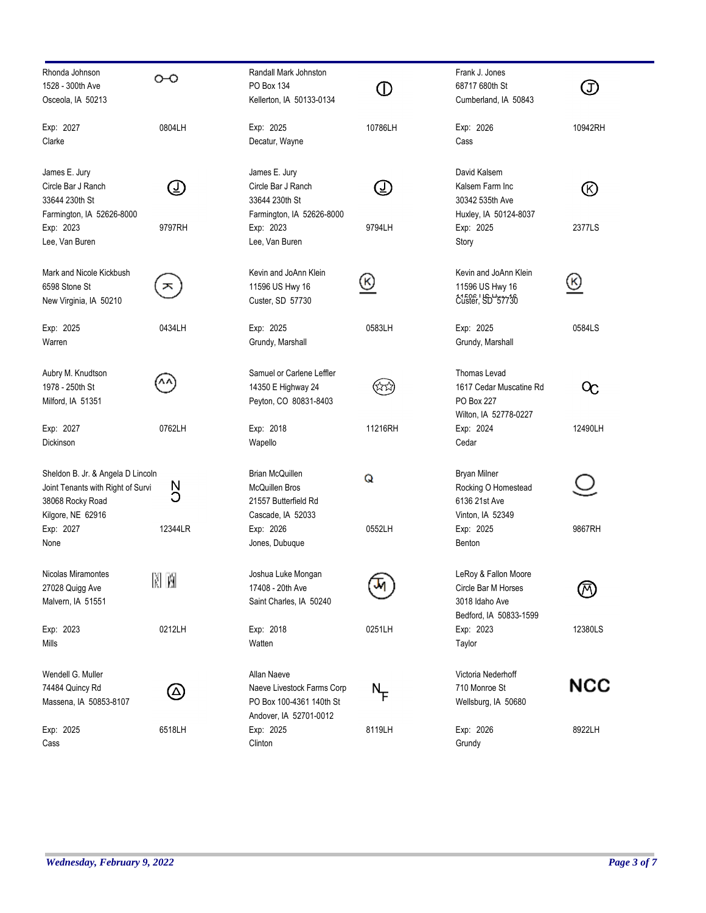| Name / Address | Brand | Name / Address | Brand | Name / Address | Brand |
|---|---|---|---|---|---|
| Rhonda Johnson<br>1528 - 300th Ave<br>Osceola, IA 50213<br>Exp: 2027<br>Clarke | 0804LH | Randall Mark Johnston<br>PO Box 134<br>Kellerton, IA 50133-0134<br>Exp: 2025<br>Decatur, Wayne | 10786LH | Frank J. Jones<br>68717 680th St<br>Cumberland, IA 50843<br>Exp: 2026<br>Cass | 10942RH |
| James E. Jury<br>Circle Bar J Ranch<br>33644 230th St<br>Farmington, IA 52626-8000<br>Exp: 2023<br>Lee, Van Buren | 9797RH | James E. Jury<br>Circle Bar J Ranch<br>33644 230th St<br>Farmington, IA 52626-8000<br>Exp: 2023<br>Lee, Van Buren | 9794LH | David Kalsem<br>Kalsem Farm Inc<br>30342 535th Ave<br>Huxley, IA 50124-8037<br>Exp: 2025<br>Story | 2377LS |
| Mark and Nicole Kickbush<br>6598 Stone St<br>New Virginia, IA 50210<br>Exp: 2025<br>Warren | 0434LH | Kevin and JoAnn Klein<br>11596 US Hwy 16<br>Custer, SD 57730<br>Exp: 2025<br>Grundy, Marshall | 0583LH | Kevin and JoAnn Klein<br>11596 US Hwy 16<br>Custer, SD 57730<br>Exp: 2025<br>Grundy, Marshall | 0584LS |
| Aubry M. Knudtson<br>1978 - 250th St<br>Milford, IA 51351<br>Exp: 2027<br>Dickinson | 0762LH | Samuel or Carlene Leffler<br>14350 E Highway 24<br>Peyton, CO 80831-8403<br>Exp: 2018<br>Wapello | 11216RH | Thomas Levad<br>1617 Cedar Muscatine Rd<br>PO Box 227<br>Wilton, IA 52778-0227<br>Exp: 2024<br>Cedar | 12490LH |
| Sheldon B. Jr. & Angela D Lincoln<br>Joint Tenants with Right of Survi<br>38068 Rocky Road<br>Kilgore, NE 62916<br>Exp: 2027<br>None | 12344LR | Brian McQuillen<br>McQuillen Bros<br>21557 Butterfield Rd<br>Cascade, IA 52033<br>Exp: 2026<br>Jones, Dubuque | 0552LH | Bryan Milner<br>Rocking O Homestead<br>6136 21st Ave<br>Vinton, IA 52349<br>Exp: 2025<br>Benton | 9867RH |
| Nicolas Miramontes<br>27028 Quigg Ave<br>Malvern, IA 51551<br>Exp: 2023<br>Mills | 0212LH | Joshua Luke Mongan<br>17408 - 20th Ave<br>Saint Charles, IA 50240<br>Exp: 2018<br>Watten | 0251LH | LeRoy & Fallon Moore<br>Circle Bar M Horses<br>3018 Idaho Ave<br>Bedford, IA 50833-1599<br>Exp: 2023<br>Taylor | 12380LS |
| Wendell G. Muller<br>74484 Quincy Rd<br>Massena, IA 50853-8107<br>Exp: 2025<br>Cass | 6518LH | Allan Naeve<br>Naeve Livestock Farms Corp<br>PO Box 100-4361 140th St<br>Andover, IA 52701-0012<br>Exp: 2025<br>Clinton | 8119LH | Victoria Nederhoff<br>710 Monroe St<br>Wellsburg, IA 50680<br>Exp: 2026<br>Grundy | NCC<br>8922LH |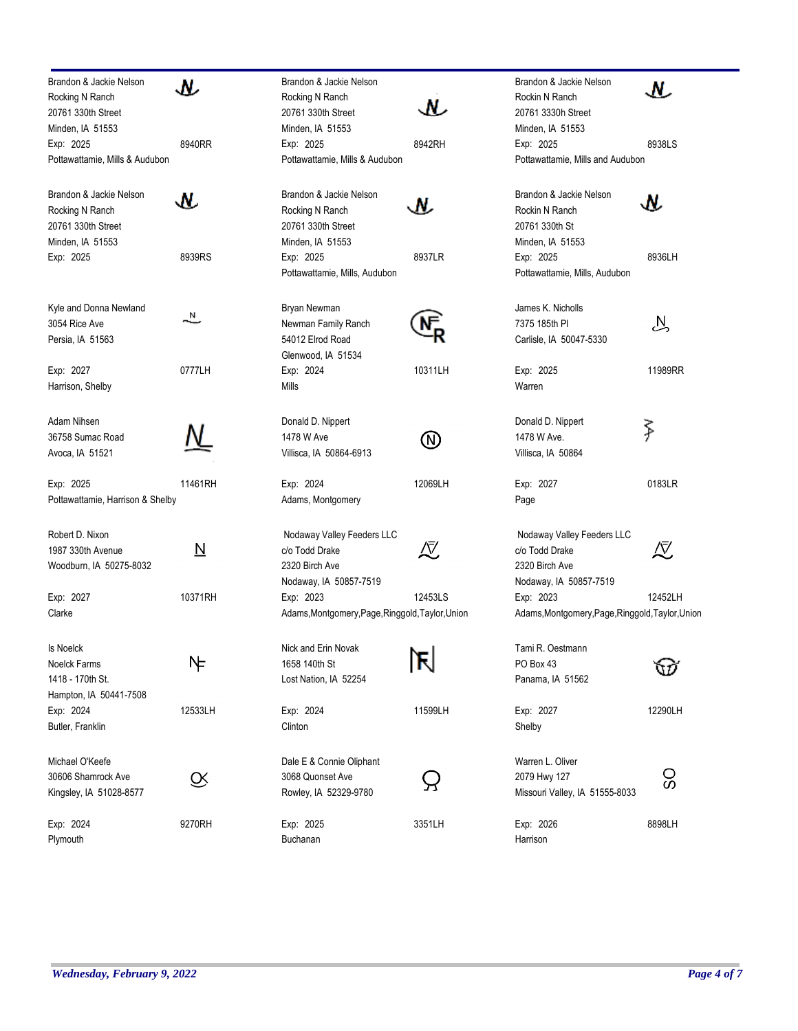Brandon & Jackie Nelson
Rocking N Ranch
20761 330th Street
Minden, IA 51553
Exp: 2025 8940RR
Pottawattamie, Mills & Audubon

Brandon & Jackie Nelson
Rocking N Ranch
20761 330th Street
Minden, IA 51553
Exp: 2025 8942RH
Pottawattamie, Mills & Audubon

Brandon & Jackie Nelson
Rockin N Ranch
20761 3330h Street
Minden, IA 51553
Exp: 2025 8938LS
Pottawattamie, Mills and Audubon

Brandon & Jackie Nelson
Rocking N Ranch
20761 330th Street
Minden, IA 51553
Exp: 2025 8939RS

Brandon & Jackie Nelson
Rocking N Ranch
20761 330th Street
Minden, IA 51553
Exp: 2025 8937LR
Pottawattamie, Mills, Audubon

Brandon & Jackie Nelson
Rockin N Ranch
20761 330th St
Minden, IA 51553
Exp: 2025 8936LH
Pottawattamie, Mills, Audubon

Kyle and Donna Newland
3054 Rice Ave
Persia, IA 51563
Exp: 2027 0777LH
Harrison, Shelby

Bryan Newman
Newman Family Ranch
54012 Elrod Road
Glenwood, IA 51534
Exp: 2024 10311LH
Mills

James K. Nicholls
7375 185th Pl
Carlisle, IA 50047-5330
Exp: 2025 11989RR
Warren

Adam Nihsen
36758 Sumac Road
Avoca, IA 51521
Exp: 2025 11461RH
Pottawattamie, Harrison & Shelby

Donald D. Nippert
1478 W Ave
Villisca, IA 50864-6913
Exp: 2024 12069LH
Adams, Montgomery

Donald D. Nippert
1478 W Ave.
Villisca, IA 50864
Exp: 2027 0183LR
Page

Robert D. Nixon
1987 330th Avenue
Woodburn, IA 50275-8032
Exp: 2027 10371RH
Clarke

Nodaway Valley Feeders LLC
c/o Todd Drake
2320 Birch Ave
Nodaway, IA 50857-7519
Exp: 2023 12453LS
Adams,Montgomery,Page,Ringgold,Taylor,Union

Nodaway Valley Feeders LLC
c/o Todd Drake
2320 Birch Ave
Nodaway, IA 50857-7519
Exp: 2023 12452LH
Adams,Montgomery,Page,Ringgold,Taylor,Union

Is Noelck
Noelck Farms
1418 - 170th St.
Hampton, IA 50441-7508
Exp: 2024 12533LH
Butler, Franklin

Nick and Erin Novak
1658 140th St
Lost Nation, IA 52254
Exp: 2024 11599LH
Clinton

Tami R. Oestmann
PO Box 43
Panama, IA 51562
Exp: 2027 12290LH
Shelby

Michael O'Keefe
30606 Shamrock Ave
Kingsley, IA 51028-8577
Exp: 2024 9270RH
Plymouth

Dale E & Connie Oliphant
3068 Quonset Ave
Rowley, IA 52329-9780
Exp: 2025 3351LH
Buchanan

Warren L. Oliver
2079 Hwy 127
Missouri Valley, IA 51555-8033
Exp: 2026 8898LH
Harrison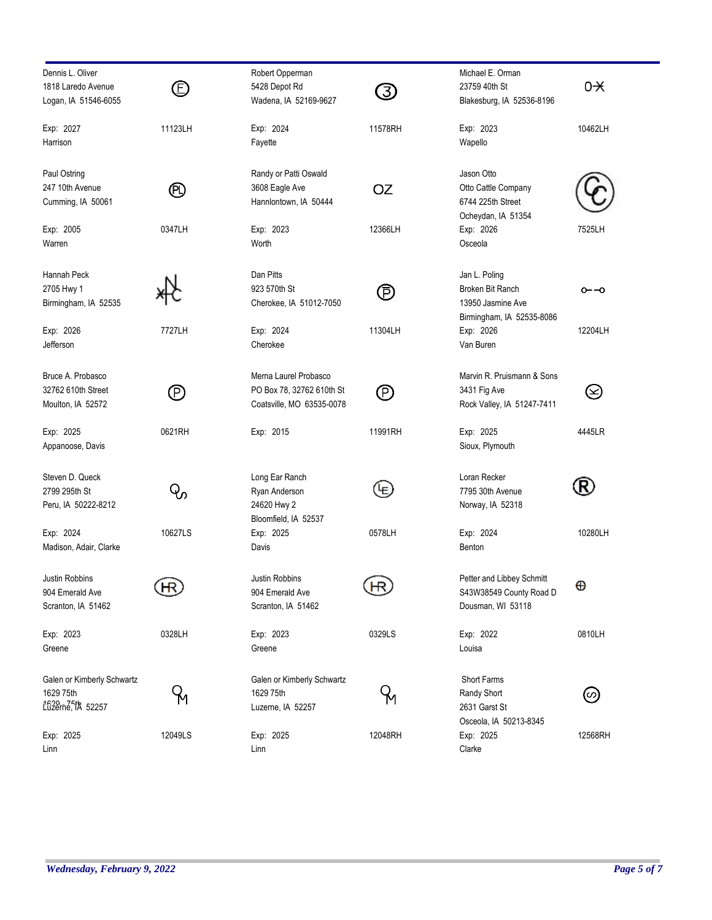| Name / Address | Brand | Registration |
| --- | --- | --- |
| Dennis L. Oliver<br>1818 Laredo Avenue<br>Logan, IA 51546-6055<br>Exp: 2027<br>Harrison | (F) | 11123LH |
| Robert Opperman<br>5428 Depot Rd<br>Wadena, IA 52169-9627<br>Exp: 2024<br>Fayette | (3) | 11578RH |
| Michael E. Orman<br>23759 40th St<br>Blakesburg, IA 52536-8196<br>Exp: 2023<br>Wapello | 0✕ | 10462LH |
| Paul Ostring<br>247 10th Avenue<br>Cumming, IA 50061<br>Exp: 2005<br>Warren | (PL) | 0347LH |
| Randy or Patti Oswald<br>3608 Eagle Ave<br>Hannlontown, IA 50444<br>Exp: 2023<br>Worth | OZ | 12366LH |
| Jason Otto<br>Otto Cattle Company<br>6744 225th Street<br>Ocheydan, IA 51354<br>Exp: 2026<br>Osceola | (CC) | 7525LH |
| Hannah Peck<br>2705 Hwy 1<br>Birmingham, IA 52535<br>Exp: 2026<br>Jefferson | | 7727LH |
| Dan Pitts<br>923 570th St<br>Cherokee, IA 51012-7050<br>Exp: 2024<br>Cherokee | (P̄) | 11304LH |
| Jan L. Poling<br>Broken Bit Ranch<br>13950 Jasmine Ave<br>Birmingham, IA 52535-8086<br>Exp: 2026<br>Van Buren | o–o | 12204LH |
| Bruce A. Probasco<br>32762 610th Street<br>Moulton, IA 52572<br>Exp: 2025<br>Appanoose, Davis | (P) | 0621RH |
| Merna Laurel Probasco<br>PO Box 78, 32762 610th St<br>Coatsville, MO 63535-0078<br>Exp: 2015 | (P) | 11991RH |
| Marvin R. Pruismann & Sons<br>3431 Fig Ave<br>Rock Valley, IA 51247-7411<br>Exp: 2025<br>Sioux, Plymouth | | 4445LR |
| Steven D. Queck<br>2799 295th St<br>Peru, IA 50222-8212<br>Exp: 2024<br>Madison, Adair, Clarke | | 10627LS |
| Long Ear Ranch<br>Ryan Anderson<br>24620 Hwy 2<br>Bloomfield, IA 52537<br>Exp: 2025<br>Davis | (LE) | 0578LH |
| Loran Recker<br>7795 30th Avenue<br>Norway, IA 52318<br>Exp: 2024<br>Benton | (R) | 10280LH |
| Justin Robbins<br>904 Emerald Ave<br>Scranton, IA 51462<br>Exp: 2023<br>Greene | (HR) | 0328LH |
| Justin Robbins<br>904 Emerald Ave<br>Scranton, IA 51462<br>Exp: 2023<br>Greene | (HR) | 0329LS |
| Petter and Libbey Schmitt<br>S43W38549 County Road D<br>Dousman, WI 53118<br>Exp: 2022<br>Louisa | ⊕ | 0810LH |
| Galen or Kimberly Schwartz<br>1629 75th<br>Luzerne, IA 52257<br>Exp: 2025<br>Linn | | 12049LS |
| Galen or Kimberly Schwartz<br>1629 75th<br>Luzerne, IA 52257<br>Exp: 2025<br>Linn | | 12048RH |
| Short Farms<br>Randy Short<br>2631 Garst St<br>Osceola, IA 50213-8345<br>Exp: 2025<br>Clarke | | 12568RH |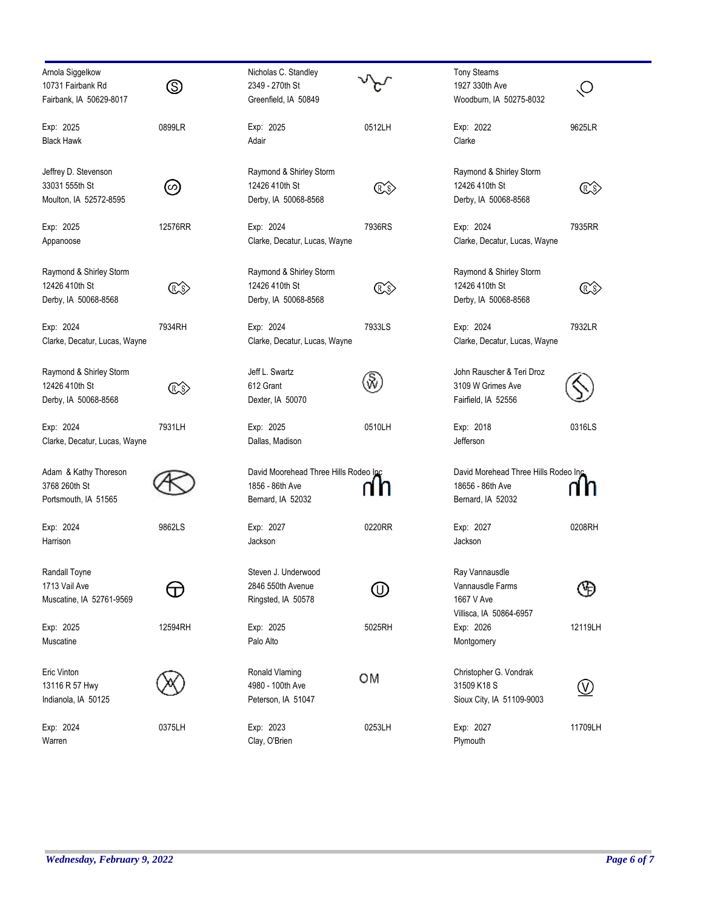| Owner | Brand | Owner | Brand | Owner | Brand |
|---|---|---|---|---|---|
| Arnola Siggelkow<br>10731 Fairbank Rd<br>Fairbank, IA 50629-8017<br><br>Exp: 2025<br>Black Hawk | 0899LR | Nicholas C. Standley<br>2349 - 270th St<br>Greenfield, IA 50849<br><br>Exp: 2025<br>Adair | 0512LH | Tony Stearns<br>1927 330th Ave<br>Woodburn, IA 50275-8032<br><br>Exp: 2022<br>Clarke | 9625LR |
| Jeffrey D. Stevenson<br>33031 555th St<br>Moulton, IA 52572-8595<br><br>Exp: 2025<br>Appanoose | 12576RR | Raymond & Shirley Storm<br>12426 410th St<br>Derby, IA 50068-8568<br><br>Exp: 2024<br>Clarke, Decatur, Lucas, Wayne | 7936RS | Raymond & Shirley Storm<br>12426 410th St<br>Derby, IA 50068-8568<br><br>Exp: 2024<br>Clarke, Decatur, Lucas, Wayne | 7935RR |
| Raymond & Shirley Storm<br>12426 410th St<br>Derby, IA 50068-8568<br><br>Exp: 2024<br>Clarke, Decatur, Lucas, Wayne | 7934RH | Raymond & Shirley Storm<br>12426 410th St<br>Derby, IA 50068-8568<br><br>Exp: 2024<br>Clarke, Decatur, Lucas, Wayne | 7933LS | Raymond & Shirley Storm<br>12426 410th St<br>Derby, IA 50068-8568<br><br>Exp: 2024<br>Clarke, Decatur, Lucas, Wayne | 7932LR |
| Raymond & Shirley Storm<br>12426 410th St<br>Derby, IA 50068-8568<br><br>Exp: 2024<br>Clarke, Decatur, Lucas, Wayne | 7931LH | Jeff L. Swartz<br>612 Grant<br>Dexter, IA 50070<br><br>Exp: 2025<br>Dallas, Madison | 0510LH | John Rauscher & Teri Droz<br>3109 W Grimes Ave<br>Fairfield, IA 52556<br><br>Exp: 2018<br>Jefferson | 0316LS |
| Adam & Kathy Thoreson<br>3768 260th St<br>Portsmouth, IA 51565<br><br>Exp: 2024<br>Harrison | 9862LS | David Moorehead Three Hills Rodeo Inc<br>1856 - 86th Ave<br>Bernard, IA 52032<br><br>Exp: 2027<br>Jackson | 0220RR | David Morehead Three Hills Rodeo Inc<br>18656 - 86th Ave<br>Bernard, IA 52032<br><br>Exp: 2027<br>Jackson | 0208RH |
| Randall Toyne<br>1713 Vail Ave<br>Muscatine, IA 52761-9569<br><br>Exp: 2025<br>Muscatine | 12594RH | Steven J. Underwood<br>2846 550th Avenue<br>Ringsted, IA 50578<br><br>Exp: 2025<br>Palo Alto | 5025RH | Ray Vannausdle<br>Vannausdle Farms<br>1667 V Ave<br>Villisca, IA 50864-6957<br>Exp: 2026<br>Montgomery | 12119LH |
| Eric Vinton<br>13116 R 57 Hwy<br>Indianola, IA 50125<br><br>Exp: 2024<br>Warren | 0375LH | Ronald Vlaming<br>4980 - 100th Ave<br>Peterson, IA 51047<br><br>Exp: 2023<br>Clay, O'Brien | OM<br>0253LH | Christopher G. Vondrak<br>31509 K18 S<br>Sioux City, IA 51109-9003<br><br>Exp: 2027<br>Plymouth | 11709LH |

*Wednesday, February 9, 2022*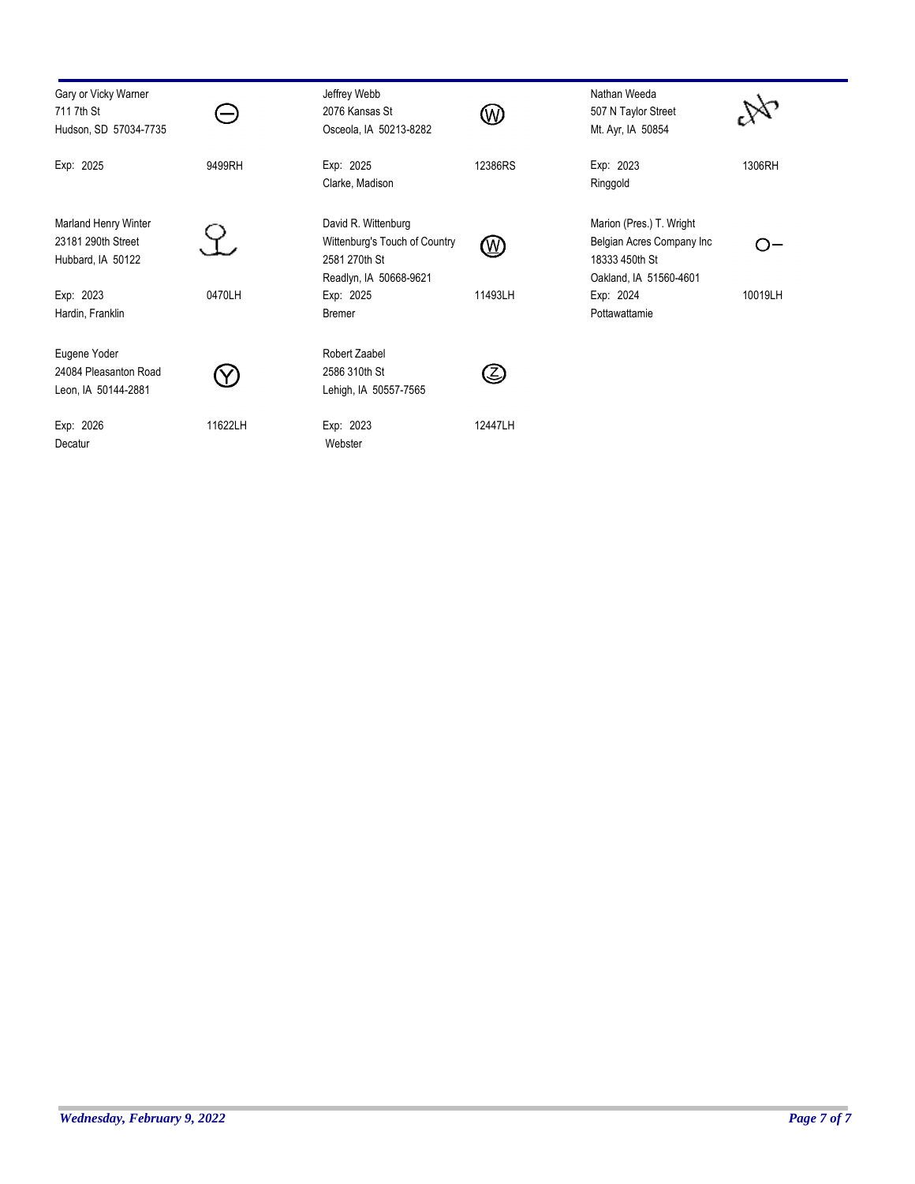Gary or Vicky Warner
711 7th St
Hudson, SD 57034-7735

Exp: 2025 9499RH

Jeffrey Webb
2076 Kansas St
Osceola, IA 50213-8282

Exp: 2025 12386RS
Clarke, Madison

Nathan Weeda
507 N Taylor Street
Mt. Ayr, IA 50854

Exp: 2023 1306RH
Ringgold

Marland Henry Winter
23181 290th Street
Hubbard, IA 50122

Exp: 2023 0470LH
Hardin, Franklin

David R. Wittenburg
Wittenburg's Touch of Country
2581 270th St
Readlyn, IA 50668-9621
Exp: 2025 11493LH
Bremer

Marion (Pres.) T. Wright
Belgian Acres Company Inc
18333 450th St
Oakland, IA 51560-4601
Exp: 2024 10019LH
Pottawattamie

Eugene Yoder
24084 Pleasanton Road
Leon, IA 50144-2881

Exp: 2026 11622LH
Decatur

Robert Zaabel
2586 310th St
Lehigh, IA 50557-7565

Exp: 2023 12447LH
Webster